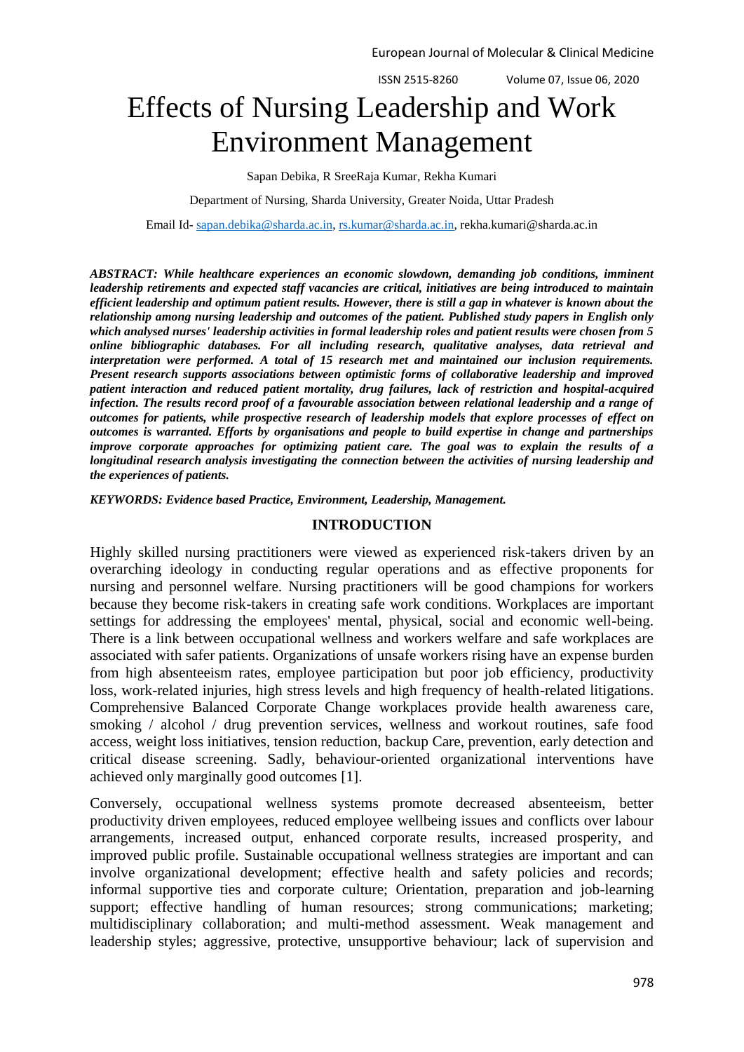# Effects of Nursing Leadership and Work Environment Management

Sapan Debika, R SreeRaja Kumar, Rekha Kumari

Department of Nursing, Sharda University, Greater Noida, Uttar Pradesh

Email Id- sapan.debika@sharda.ac.in, rs.kumar@sharda.ac.in, rekha.kumari@sharda.ac.in

***ABSTRACT: While healthcare experiences an economic slowdown, demanding job conditions, imminent leadership retirements and expected staff vacancies are critical, initiatives are being introduced to maintain efficient leadership and optimum patient results. However, there is still a gap in whatever is known about the relationship among nursing leadership and outcomes of the patient. Published study papers in English only which analysed nurses' leadership activities in formal leadership roles and patient results were chosen from 5 online bibliographic databases. For all including research, qualitative analyses, data retrieval and interpretation were performed. A total of 15 research met and maintained our inclusion requirements. Present research supports associations between optimistic forms of collaborative leadership and improved patient interaction and reduced patient mortality, drug failures, lack of restriction and hospital-acquired infection. The results record proof of a favourable association between relational leadership and a range of outcomes for patients, while prospective research of leadership models that explore processes of effect on outcomes is warranted. Efforts by organisations and people to build expertise in change and partnerships improve corporate approaches for optimizing patient care. The goal was to explain the results of a longitudinal research analysis investigating the connection between the activities of nursing leadership and the experiences of patients.***

***KEYWORDS: Evidence based Practice, Environment, Leadership, Management.***

## INTRODUCTION

Highly skilled nursing practitioners were viewed as experienced risk-takers driven by an overarching ideology in conducting regular operations and as effective proponents for nursing and personnel welfare. Nursing practitioners will be good champions for workers because they become risk-takers in creating safe work conditions. Workplaces are important settings for addressing the employees' mental, physical, social and economic well-being. There is a link between occupational wellness and workers welfare and safe workplaces are associated with safer patients. Organizations of unsafe workers rising have an expense burden from high absenteeism rates, employee participation but poor job efficiency, productivity loss, work-related injuries, high stress levels and high frequency of health-related litigations. Comprehensive Balanced Corporate Change workplaces provide health awareness care, smoking / alcohol / drug prevention services, wellness and workout routines, safe food access, weight loss initiatives, tension reduction, backup Care, prevention, early detection and critical disease screening. Sadly, behaviour-oriented organizational interventions have achieved only marginally good outcomes [1].

Conversely, occupational wellness systems promote decreased absenteeism, better productivity driven employees, reduced employee wellbeing issues and conflicts over labour arrangements, increased output, enhanced corporate results, increased prosperity, and improved public profile. Sustainable occupational wellness strategies are important and can involve organizational development; effective health and safety policies and records; informal supportive ties and corporate culture; Orientation, preparation and job-learning support; effective handling of human resources; strong communications; marketing; multidisciplinary collaboration; and multi-method assessment. Weak management and leadership styles; aggressive, protective, unsupportive behaviour; lack of supervision and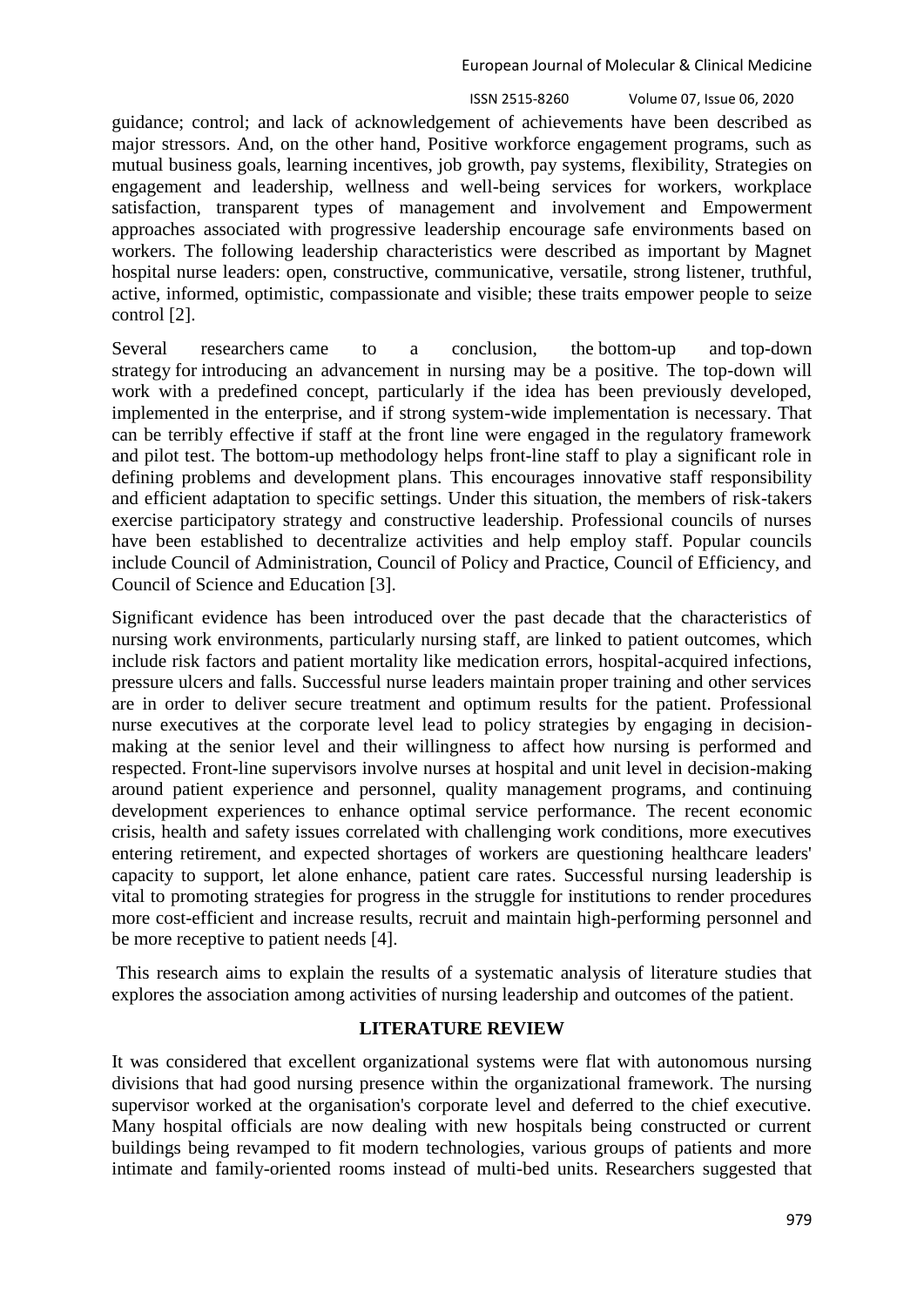guidance; control; and lack of acknowledgement of achievements have been described as major stressors. And, on the other hand, Positive workforce engagement programs, such as mutual business goals, learning incentives, job growth, pay systems, flexibility, Strategies on engagement and leadership, wellness and well-being services for workers, workplace satisfaction, transparent types of management and involvement and Empowerment approaches associated with progressive leadership encourage safe environments based on workers. The following leadership characteristics were described as important by Magnet hospital nurse leaders: open, constructive, communicative, versatile, strong listener, truthful, active, informed, optimistic, compassionate and visible; these traits empower people to seize control [2].

Several researchers came to a conclusion, the bottom-up and top-down strategy for introducing an advancement in nursing may be a positive. The top-down will work with a predefined concept, particularly if the idea has been previously developed, implemented in the enterprise, and if strong system-wide implementation is necessary. That can be terribly effective if staff at the front line were engaged in the regulatory framework and pilot test. The bottom-up methodology helps front-line staff to play a significant role in defining problems and development plans. This encourages innovative staff responsibility and efficient adaptation to specific settings. Under this situation, the members of risk-takers exercise participatory strategy and constructive leadership. Professional councils of nurses have been established to decentralize activities and help employ staff. Popular councils include Council of Administration, Council of Policy and Practice, Council of Efficiency, and Council of Science and Education [3].

Significant evidence has been introduced over the past decade that the characteristics of nursing work environments, particularly nursing staff, are linked to patient outcomes, which include risk factors and patient mortality like medication errors, hospital-acquired infections, pressure ulcers and falls. Successful nurse leaders maintain proper training and other services are in order to deliver secure treatment and optimum results for the patient. Professional nurse executives at the corporate level lead to policy strategies by engaging in decision-making at the senior level and their willingness to affect how nursing is performed and respected. Front-line supervisors involve nurses at hospital and unit level in decision-making around patient experience and personnel, quality management programs, and continuing development experiences to enhance optimal service performance. The recent economic crisis, health and safety issues correlated with challenging work conditions, more executives entering retirement, and expected shortages of workers are questioning healthcare leaders' capacity to support, let alone enhance, patient care rates. Successful nursing leadership is vital to promoting strategies for progress in the struggle for institutions to render procedures more cost-efficient and increase results, recruit and maintain high-performing personnel and be more receptive to patient needs [4].

This research aims to explain the results of a systematic analysis of literature studies that explores the association among activities of nursing leadership and outcomes of the patient.

## LITERATURE REVIEW

It was considered that excellent organizational systems were flat with autonomous nursing divisions that had good nursing presence within the organizational framework. The nursing supervisor worked at the organisation's corporate level and deferred to the chief executive. Many hospital officials are now dealing with new hospitals being constructed or current buildings being revamped to fit modern technologies, various groups of patients and more intimate and family-oriented rooms instead of multi-bed units. Researchers suggested that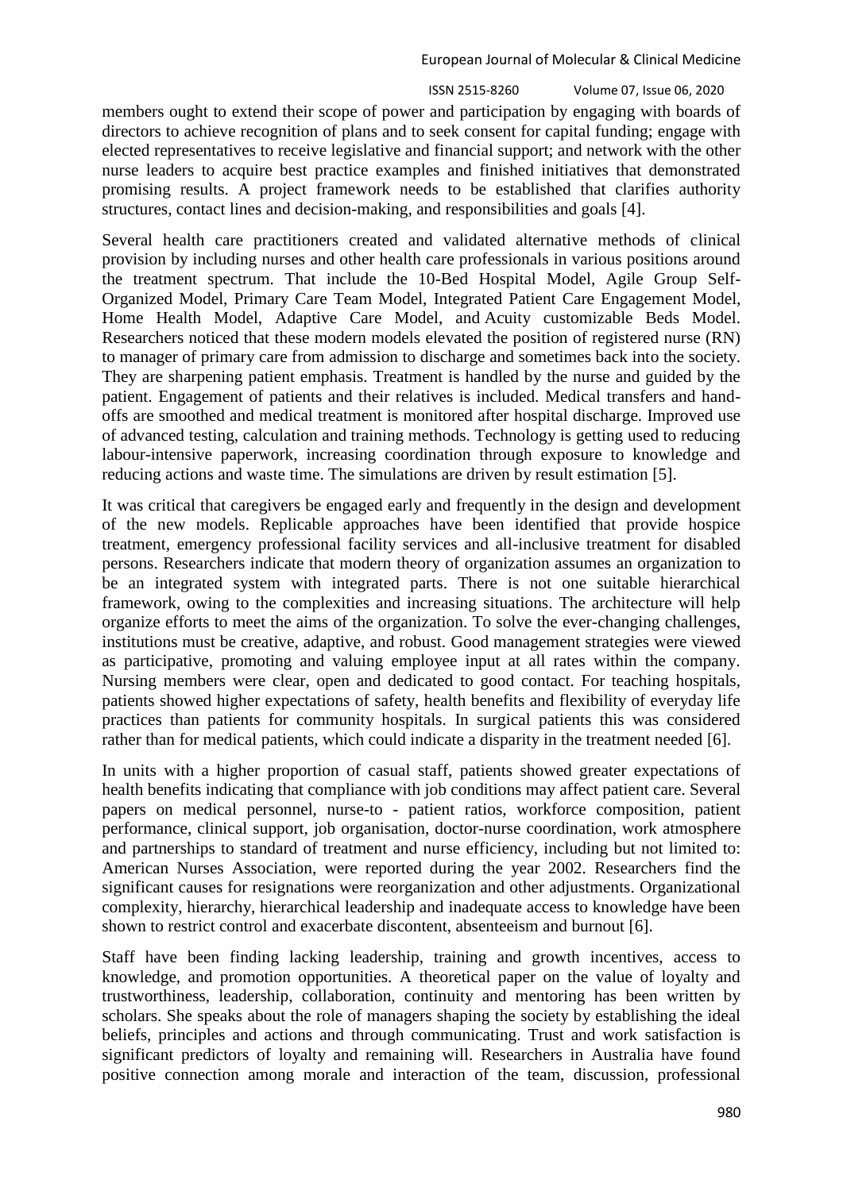members ought to extend their scope of power and participation by engaging with boards of directors to achieve recognition of plans and to seek consent for capital funding; engage with elected representatives to receive legislative and financial support; and network with the other nurse leaders to acquire best practice examples and finished initiatives that demonstrated promising results. A project framework needs to be established that clarifies authority structures, contact lines and decision-making, and responsibilities and goals [4].

Several health care practitioners created and validated alternative methods of clinical provision by including nurses and other health care professionals in various positions around the treatment spectrum. That include the 10-Bed Hospital Model, Agile Group Self-Organized Model, Primary Care Team Model, Integrated Patient Care Engagement Model, Home Health Model, Adaptive Care Model, and Acuity customizable Beds Model. Researchers noticed that these modern models elevated the position of registered nurse (RN) to manager of primary care from admission to discharge and sometimes back into the society. They are sharpening patient emphasis. Treatment is handled by the nurse and guided by the patient. Engagement of patients and their relatives is included. Medical transfers and hand-offs are smoothed and medical treatment is monitored after hospital discharge. Improved use of advanced testing, calculation and training methods. Technology is getting used to reducing labour-intensive paperwork, increasing coordination through exposure to knowledge and reducing actions and waste time. The simulations are driven by result estimation [5].

It was critical that caregivers be engaged early and frequently in the design and development of the new models. Replicable approaches have been identified that provide hospice treatment, emergency professional facility services and all-inclusive treatment for disabled persons. Researchers indicate that modern theory of organization assumes an organization to be an integrated system with integrated parts. There is not one suitable hierarchical framework, owing to the complexities and increasing situations. The architecture will help organize efforts to meet the aims of the organization. To solve the ever-changing challenges, institutions must be creative, adaptive, and robust. Good management strategies were viewed as participative, promoting and valuing employee input at all rates within the company. Nursing members were clear, open and dedicated to good contact. For teaching hospitals, patients showed higher expectations of safety, health benefits and flexibility of everyday life practices than patients for community hospitals. In surgical patients this was considered rather than for medical patients, which could indicate a disparity in the treatment needed [6].

In units with a higher proportion of casual staff, patients showed greater expectations of health benefits indicating that compliance with job conditions may affect patient care. Several papers on medical personnel, nurse-to - patient ratios, workforce composition, patient performance, clinical support, job organisation, doctor-nurse coordination, work atmosphere and partnerships to standard of treatment and nurse efficiency, including but not limited to: American Nurses Association, were reported during the year 2002. Researchers find the significant causes for resignations were reorganization and other adjustments. Organizational complexity, hierarchy, hierarchical leadership and inadequate access to knowledge have been shown to restrict control and exacerbate discontent, absenteeism and burnout [6].

Staff have been finding lacking leadership, training and growth incentives, access to knowledge, and promotion opportunities. A theoretical paper on the value of loyalty and trustworthiness, leadership, collaboration, continuity and mentoring has been written by scholars. She speaks about the role of managers shaping the society by establishing the ideal beliefs, principles and actions and through communicating. Trust and work satisfaction is significant predictors of loyalty and remaining will. Researchers in Australia have found positive connection among morale and interaction of the team, discussion, professional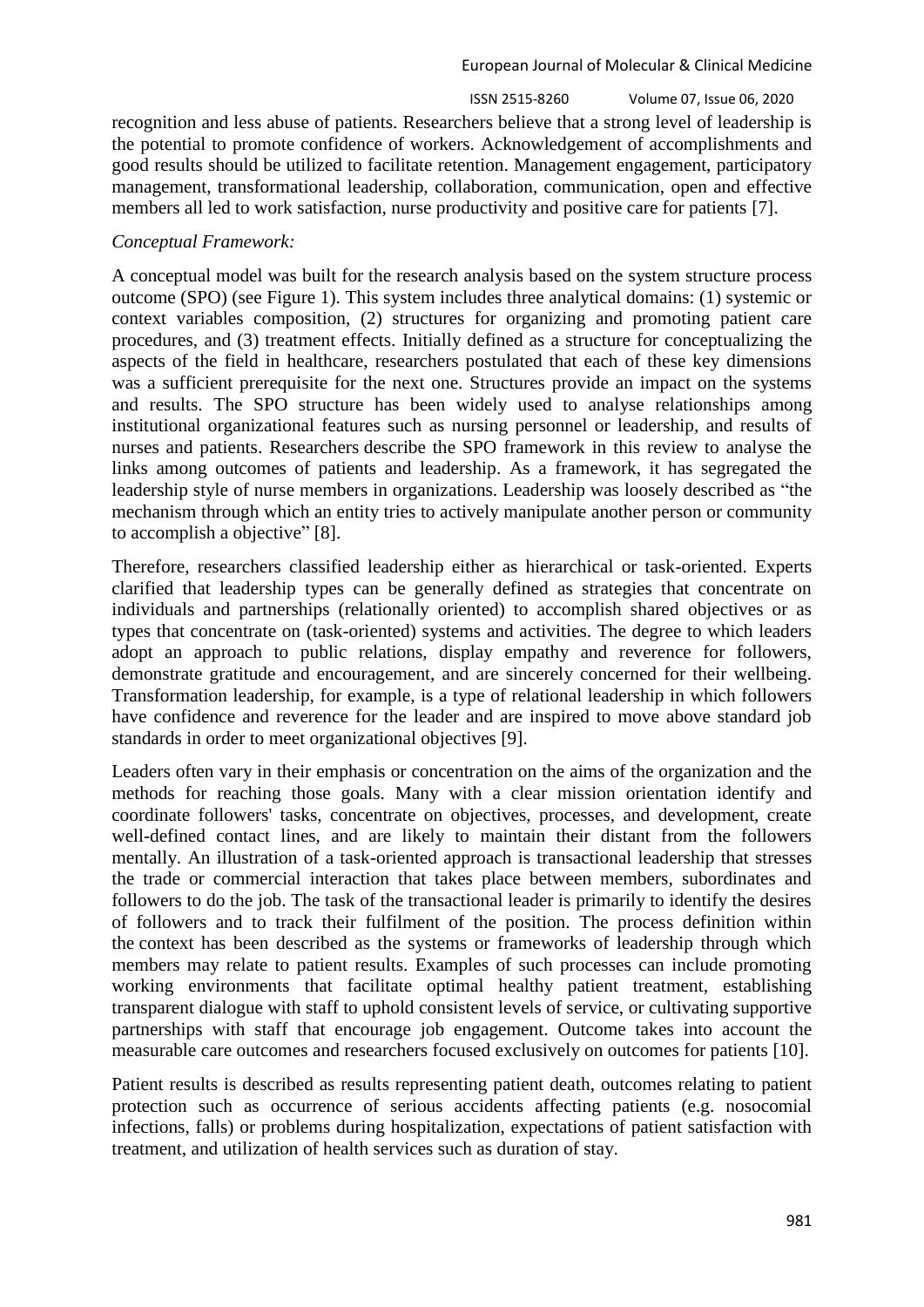recognition and less abuse of patients. Researchers believe that a strong level of leadership is the potential to promote confidence of workers. Acknowledgement of accomplishments and good results should be utilized to facilitate retention. Management engagement, participatory management, transformational leadership, collaboration, communication, open and effective members all led to work satisfaction, nurse productivity and positive care for patients [7].

*Conceptual Framework:*

A conceptual model was built for the research analysis based on the system structure process outcome (SPO) (see Figure 1). This system includes three analytical domains: (1) systemic or context variables composition, (2) structures for organizing and promoting patient care procedures, and (3) treatment effects. Initially defined as a structure for conceptualizing the aspects of the field in healthcare, researchers postulated that each of these key dimensions was a sufficient prerequisite for the next one. Structures provide an impact on the systems and results. The SPO structure has been widely used to analyse relationships among institutional organizational features such as nursing personnel or leadership, and results of nurses and patients. Researchers describe the SPO framework in this review to analyse the links among outcomes of patients and leadership. As a framework, it has segregated the leadership style of nurse members in organizations. Leadership was loosely described as "the mechanism through which an entity tries to actively manipulate another person or community to accomplish a objective" [8].

Therefore, researchers classified leadership either as hierarchical or task-oriented. Experts clarified that leadership types can be generally defined as strategies that concentrate on individuals and partnerships (relationally oriented) to accomplish shared objectives or as types that concentrate on (task-oriented) systems and activities. The degree to which leaders adopt an approach to public relations, display empathy and reverence for followers, demonstrate gratitude and encouragement, and are sincerely concerned for their wellbeing. Transformation leadership, for example, is a type of relational leadership in which followers have confidence and reverence for the leader and are inspired to move above standard job standards in order to meet organizational objectives [9].

Leaders often vary in their emphasis or concentration on the aims of the organization and the methods for reaching those goals. Many with a clear mission orientation identify and coordinate followers' tasks, concentrate on objectives, processes, and development, create well-defined contact lines, and are likely to maintain their distant from the followers mentally. An illustration of a task-oriented approach is transactional leadership that stresses the trade or commercial interaction that takes place between members, subordinates and followers to do the job. The task of the transactional leader is primarily to identify the desires of followers and to track their fulfilment of the position. The process definition within the context has been described as the systems or frameworks of leadership through which members may relate to patient results. Examples of such processes can include promoting working environments that facilitate optimal healthy patient treatment, establishing transparent dialogue with staff to uphold consistent levels of service, or cultivating supportive partnerships with staff that encourage job engagement. Outcome takes into account the measurable care outcomes and researchers focused exclusively on outcomes for patients [10].

Patient results is described as results representing patient death, outcomes relating to patient protection such as occurrence of serious accidents affecting patients (e.g. nosocomial infections, falls) or problems during hospitalization, expectations of patient satisfaction with treatment, and utilization of health services such as duration of stay.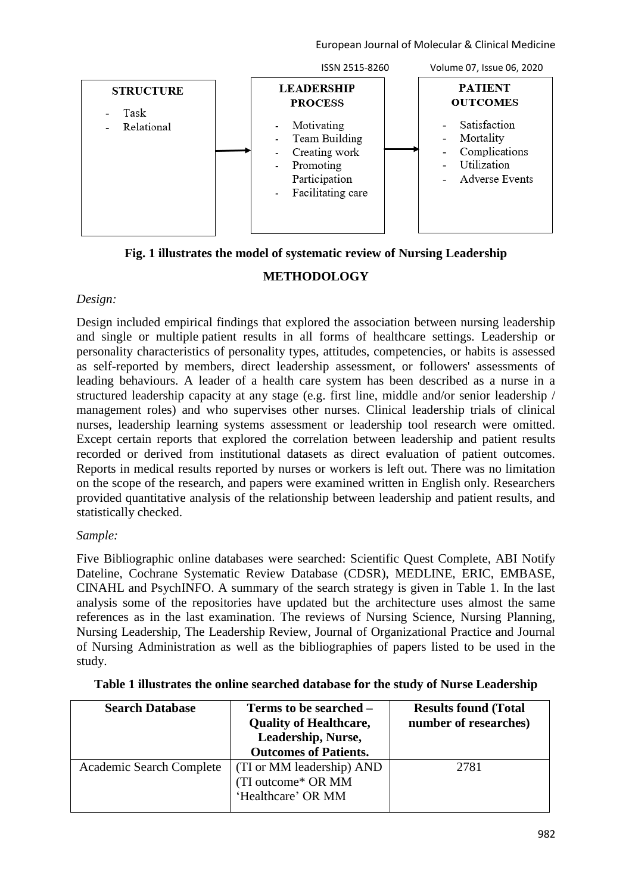| STRUCTURE | | LEADERSHIP PROCESS | | PATIENT OUTCOMES |
| --- | --- | --- | --- | --- |
| - Task<br>- Relational | → | - Motivating<br>- Team Building<br>- Creating work<br>- Promoting Participation<br>- Facilitating care | → | - Satisfaction<br>- Mortality<br>- Complications<br>- Utilization<br>- Adverse Events |

**Fig. 1 illustrates the model of systematic review of Nursing Leadership**

## METHODOLOGY

*Design:*

Design included empirical findings that explored the association between nursing leadership and single or multiple patient results in all forms of healthcare settings. Leadership or personality characteristics of personality types, attitudes, competencies, or habits is assessed as self-reported by members, direct leadership assessment, or followers' assessments of leading behaviours. A leader of a health care system has been described as a nurse in a structured leadership capacity at any stage (e.g. first line, middle and/or senior leadership / management roles) and who supervises other nurses. Clinical leadership trials of clinical nurses, leadership learning systems assessment or leadership tool research were omitted. Except certain reports that explored the correlation between leadership and patient results recorded or derived from institutional datasets as direct evaluation of patient outcomes. Reports in medical results reported by nurses or workers is left out. There was no limitation on the scope of the research, and papers were examined written in English only. Researchers provided quantitative analysis of the relationship between leadership and patient results, and statistically checked.

*Sample:*

Five Bibliographic online databases were searched: Scientific Quest Complete, ABI Notify Dateline, Cochrane Systematic Review Database (CDSR), MEDLINE, ERIC, EMBASE, CINAHL and PsychINFO. A summary of the search strategy is given in Table 1. In the last analysis some of the repositories have updated but the architecture uses almost the same references as in the last examination. The reviews of Nursing Science, Nursing Planning, Nursing Leadership, The Leadership Review, Journal of Organizational Practice and Journal of Nursing Administration as well as the bibliographies of papers listed to be used in the study.

**Table 1 illustrates the online searched database for the study of Nurse Leadership**

| Search Database | Terms to be searched – Quality of Healthcare, Leadership, Nurse, Outcomes of Patients. | Results found (Total number of researches) |
| --- | --- | --- |
| Academic Search Complete | (TI or MM leadership) AND (TI outcome* OR MM 'Healthcare' OR MM | 2781 |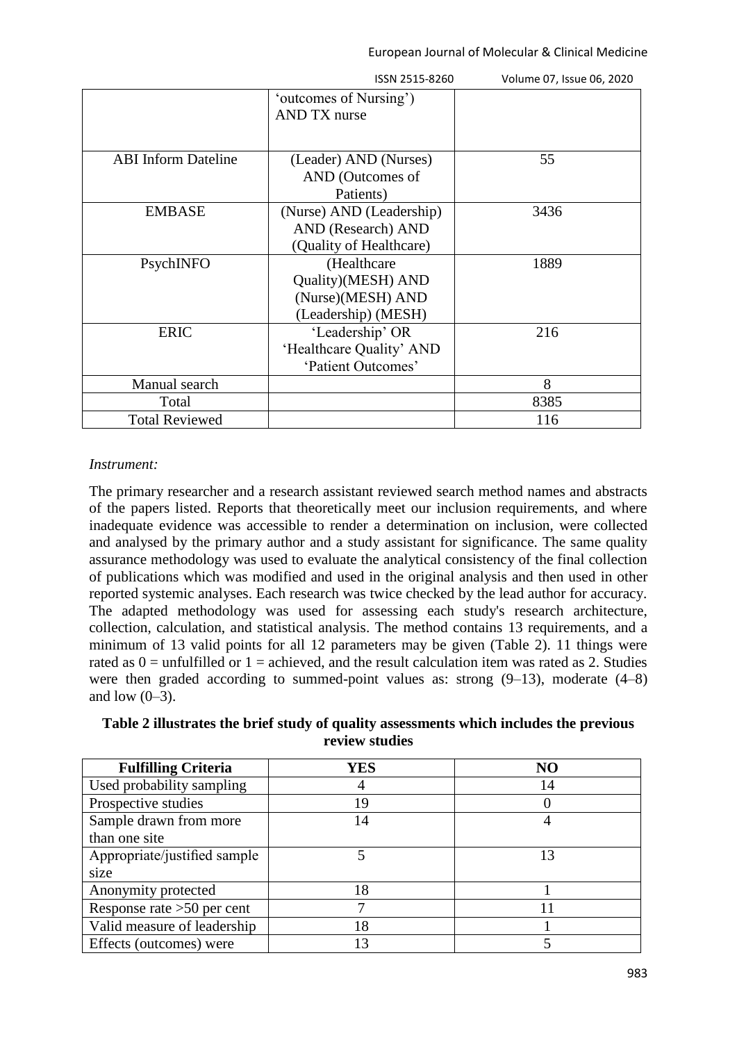| | 'outcomes of Nursing') AND TX nurse | |
|---|---|---|
| ABI Inform Dateline | (Leader) AND (Nurses) AND (Outcomes of Patients) | 55 |
| EMBASE | (Nurse) AND (Leadership) AND (Research) AND (Quality of Healthcare) | 3436 |
| PsychINFO | (Healthcare Quality)(MESH) AND (Nurse)(MESH) AND (Leadership) (MESH) | 1889 |
| ERIC | 'Leadership' OR 'Healthcare Quality' AND 'Patient Outcomes' | 216 |
| Manual search | | 8 |
| Total | | 8385 |
| Total Reviewed | | 116 |

*Instrument:*

The primary researcher and a research assistant reviewed search method names and abstracts of the papers listed. Reports that theoretically meet our inclusion requirements, and where inadequate evidence was accessible to render a determination on inclusion, were collected and analysed by the primary author and a study assistant for significance. The same quality assurance methodology was used to evaluate the analytical consistency of the final collection of publications which was modified and used in the original analysis and then used in other reported systemic analyses. Each research was twice checked by the lead author for accuracy. The adapted methodology was used for assessing each study's research architecture, collection, calculation, and statistical analysis. The method contains 13 requirements, and a minimum of 13 valid points for all 12 parameters may be given (Table 2). 11 things were rated as 0 = unfulfilled or 1 = achieved, and the result calculation item was rated as 2. Studies were then graded according to summed-point values as: strong (9–13), moderate (4–8) and low (0–3).

**Table 2 illustrates the brief study of quality assessments which includes the previous review studies**

| Fulfilling Criteria | YES | NO |
|---|---|---|
| Used probability sampling | 4 | 14 |
| Prospective studies | 19 | 0 |
| Sample drawn from more than one site | 14 | 4 |
| Appropriate/justified sample size | 5 | 13 |
| Anonymity protected | 18 | 1 |
| Response rate >50 per cent | 7 | 11 |
| Valid measure of leadership | 18 | 1 |
| Effects (outcomes) were | 13 | 5 |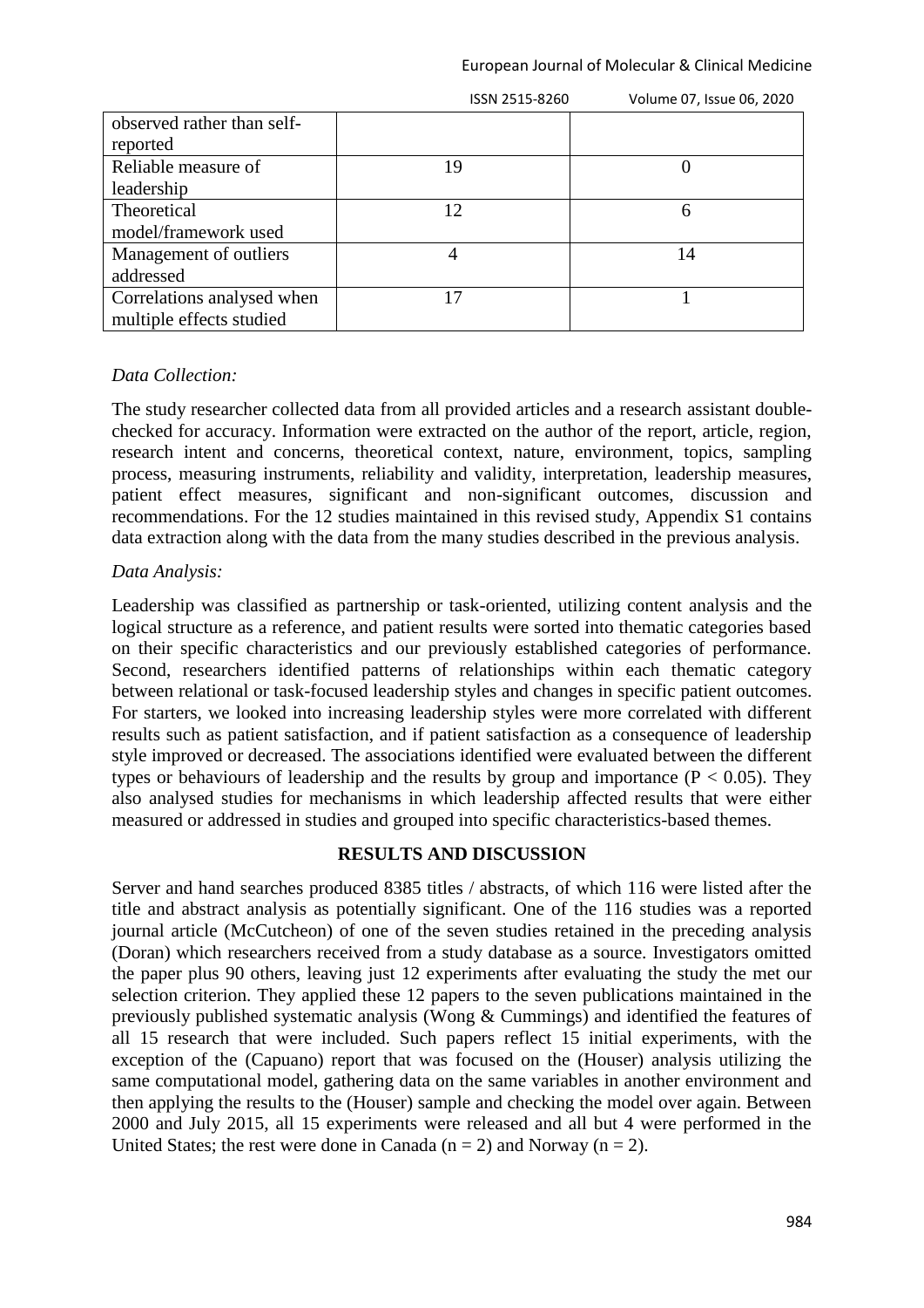| | | |
|---|---|---|
| observed rather than self-reported | | |
| Reliable measure of leadership | 19 | 0 |
| Theoretical model/framework used | 12 | 6 |
| Management of outliers addressed | 4 | 14 |
| Correlations analysed when multiple effects studied | 17 | 1 |

*Data Collection:*

The study researcher collected data from all provided articles and a research assistant double-checked for accuracy. Information were extracted on the author of the report, article, region, research intent and concerns, theoretical context, nature, environment, topics, sampling process, measuring instruments, reliability and validity, interpretation, leadership measures, patient effect measures, significant and non-significant outcomes, discussion and recommendations. For the 12 studies maintained in this revised study, Appendix S1 contains data extraction along with the data from the many studies described in the previous analysis.

*Data Analysis:*

Leadership was classified as partnership or task-oriented, utilizing content analysis and the logical structure as a reference, and patient results were sorted into thematic categories based on their specific characteristics and our previously established categories of performance. Second, researchers identified patterns of relationships within each thematic category between relational or task-focused leadership styles and changes in specific patient outcomes. For starters, we looked into increasing leadership styles were more correlated with different results such as patient satisfaction, and if patient satisfaction as a consequence of leadership style improved or decreased. The associations identified were evaluated between the different types or behaviours of leadership and the results by group and importance ($P < 0.05$). They also analysed studies for mechanisms in which leadership affected results that were either measured or addressed in studies and grouped into specific characteristics-based themes.

## RESULTS AND DISCUSSION

Server and hand searches produced 8385 titles / abstracts, of which 116 were listed after the title and abstract analysis as potentially significant. One of the 116 studies was a reported journal article (McCutcheon) of one of the seven studies retained in the preceding analysis (Doran) which researchers received from a study database as a source. Investigators omitted the paper plus 90 others, leaving just 12 experiments after evaluating the study the met our selection criterion. They applied these 12 papers to the seven publications maintained in the previously published systematic analysis (Wong & Cummings) and identified the features of all 15 research that were included. Such papers reflect 15 initial experiments, with the exception of the (Capuano) report that was focused on the (Houser) analysis utilizing the same computational model, gathering data on the same variables in another environment and then applying the results to the (Houser) sample and checking the model over again. Between 2000 and July 2015, all 15 experiments were released and all but 4 were performed in the United States; the rest were done in Canada ($n = 2$) and Norway ($n = 2$).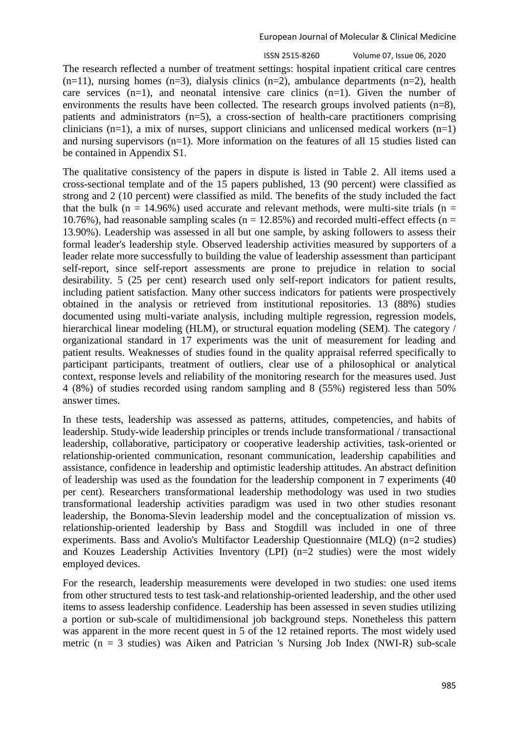The research reflected a number of treatment settings: hospital inpatient critical care centres (n=11), nursing homes (n=3), dialysis clinics (n=2), ambulance departments (n=2), health care services (n=1), and neonatal intensive care clinics (n=1). Given the number of environments the results have been collected. The research groups involved patients (n=8), patients and administrators (n=5), a cross-section of health-care practitioners comprising clinicians (n=1), a mix of nurses, support clinicians and unlicensed medical workers (n=1) and nursing supervisors (n=1). More information on the features of all 15 studies listed can be contained in Appendix S1.

The qualitative consistency of the papers in dispute is listed in Table 2. All items used a cross-sectional template and of the 15 papers published, 13 (90 percent) were classified as strong and 2 (10 percent) were classified as mild. The benefits of the study included the fact that the bulk (n = 14.96%) used accurate and relevant methods, were multi-site trials (n = 10.76%), had reasonable sampling scales (n = 12.85%) and recorded multi-effect effects (n = 13.90%). Leadership was assessed in all but one sample, by asking followers to assess their formal leader's leadership style. Observed leadership activities measured by supporters of a leader relate more successfully to building the value of leadership assessment than participant self-report, since self-report assessments are prone to prejudice in relation to social desirability. 5 (25 per cent) research used only self-report indicators for patient results, including patient satisfaction. Many other success indicators for patients were prospectively obtained in the analysis or retrieved from institutional repositories. 13 (88%) studies documented using multi-variate analysis, including multiple regression, regression models, hierarchical linear modeling (HLM), or structural equation modeling (SEM). The category / organizational standard in 17 experiments was the unit of measurement for leading and patient results. Weaknesses of studies found in the quality appraisal referred specifically to participant participants, treatment of outliers, clear use of a philosophical or analytical context, response levels and reliability of the monitoring research for the measures used. Just 4 (8%) of studies recorded using random sampling and 8 (55%) registered less than 50% answer times.

In these tests, leadership was assessed as patterns, attitudes, competencies, and habits of leadership. Study-wide leadership principles or trends include transformational / transactional leadership, collaborative, participatory or cooperative leadership activities, task-oriented or relationship-oriented communication, resonant communication, leadership capabilities and assistance, confidence in leadership and optimistic leadership attitudes. An abstract definition of leadership was used as the foundation for the leadership component in 7 experiments (40 per cent). Researchers transformational leadership methodology was used in two studies transformational leadership activities paradigm was used in two other studies resonant leadership, the Bonoma-Slevin leadership model and the conceptualization of mission vs. relationship-oriented leadership by Bass and Stogdill was included in one of three experiments. Bass and Avolio's Multifactor Leadership Questionnaire (MLQ) (n=2 studies) and Kouzes Leadership Activities Inventory (LPI) (n=2 studies) were the most widely employed devices.

For the research, leadership measurements were developed in two studies: one used items from other structured tests to test task-and relationship-oriented leadership, and the other used items to assess leadership confidence. Leadership has been assessed in seven studies utilizing a portion or sub-scale of multidimensional job background steps. Nonetheless this pattern was apparent in the more recent quest in 5 of the 12 retained reports. The most widely used metric (n = 3 studies) was Aiken and Patrician 's Nursing Job Index (NWI-R) sub-scale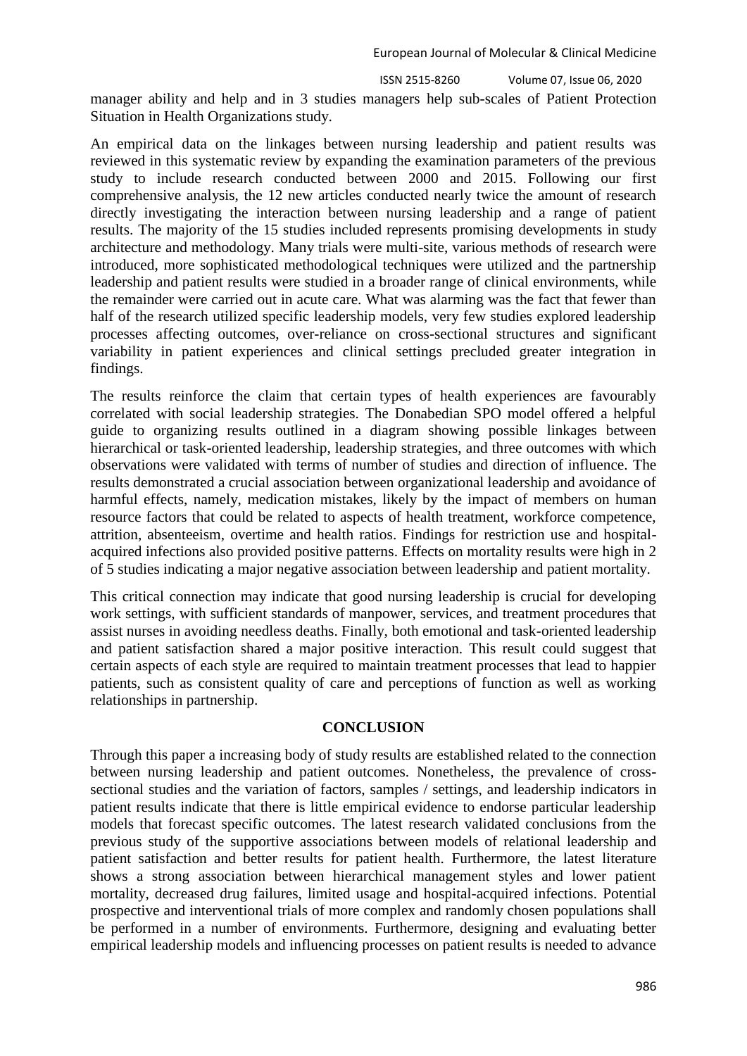manager ability and help and in 3 studies managers help sub-scales of Patient Protection Situation in Health Organizations study.

An empirical data on the linkages between nursing leadership and patient results was reviewed in this systematic review by expanding the examination parameters of the previous study to include research conducted between 2000 and 2015. Following our first comprehensive analysis, the 12 new articles conducted nearly twice the amount of research directly investigating the interaction between nursing leadership and a range of patient results. The majority of the 15 studies included represents promising developments in study architecture and methodology. Many trials were multi-site, various methods of research were introduced, more sophisticated methodological techniques were utilized and the partnership leadership and patient results were studied in a broader range of clinical environments, while the remainder were carried out in acute care. What was alarming was the fact that fewer than half of the research utilized specific leadership models, very few studies explored leadership processes affecting outcomes, over-reliance on cross-sectional structures and significant variability in patient experiences and clinical settings precluded greater integration in findings.

The results reinforce the claim that certain types of health experiences are favourably correlated with social leadership strategies. The Donabedian SPO model offered a helpful guide to organizing results outlined in a diagram showing possible linkages between hierarchical or task-oriented leadership, leadership strategies, and three outcomes with which observations were validated with terms of number of studies and direction of influence. The results demonstrated a crucial association between organizational leadership and avoidance of harmful effects, namely, medication mistakes, likely by the impact of members on human resource factors that could be related to aspects of health treatment, workforce competence, attrition, absenteeism, overtime and health ratios. Findings for restriction use and hospital-acquired infections also provided positive patterns. Effects on mortality results were high in 2 of 5 studies indicating a major negative association between leadership and patient mortality.

This critical connection may indicate that good nursing leadership is crucial for developing work settings, with sufficient standards of manpower, services, and treatment procedures that assist nurses in avoiding needless deaths. Finally, both emotional and task-oriented leadership and patient satisfaction shared a major positive interaction. This result could suggest that certain aspects of each style are required to maintain treatment processes that lead to happier patients, such as consistent quality of care and perceptions of function as well as working relationships in partnership.

## CONCLUSION

Through this paper a increasing body of study results are established related to the connection between nursing leadership and patient outcomes. Nonetheless, the prevalence of cross-sectional studies and the variation of factors, samples / settings, and leadership indicators in patient results indicate that there is little empirical evidence to endorse particular leadership models that forecast specific outcomes. The latest research validated conclusions from the previous study of the supportive associations between models of relational leadership and patient satisfaction and better results for patient health. Furthermore, the latest literature shows a strong association between hierarchical management styles and lower patient mortality, decreased drug failures, limited usage and hospital-acquired infections. Potential prospective and interventional trials of more complex and randomly chosen populations shall be performed in a number of environments. Furthermore, designing and evaluating better empirical leadership models and influencing processes on patient results is needed to advance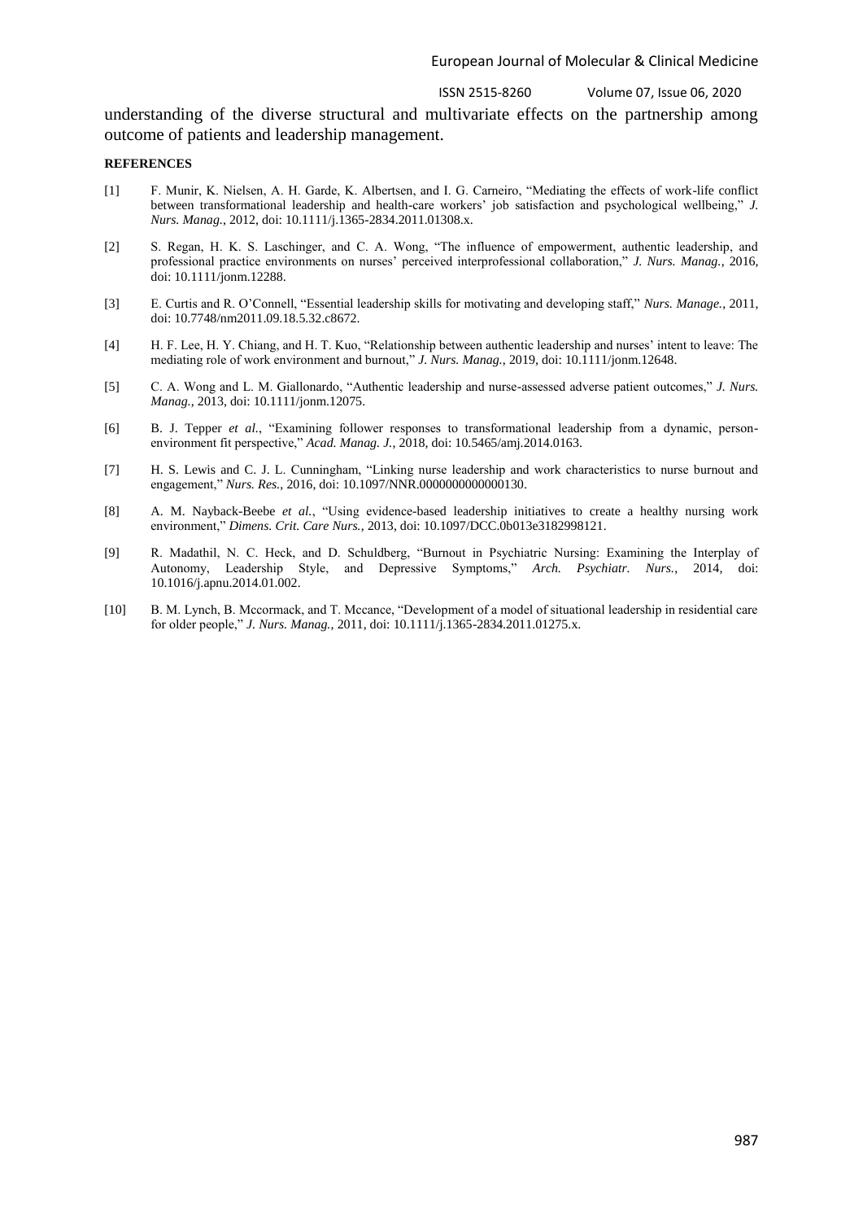understanding of the diverse structural and multivariate effects on the partnership among outcome of patients and leadership management.

**REFERENCES**

[1] F. Munir, K. Nielsen, A. H. Garde, K. Albertsen, and I. G. Carneiro, "Mediating the effects of work-life conflict between transformational leadership and health-care workers' job satisfaction and psychological wellbeing," *J. Nurs. Manag.*, 2012, doi: 10.1111/j.1365-2834.2011.01308.x.

[2] S. Regan, H. K. S. Laschinger, and C. A. Wong, "The influence of empowerment, authentic leadership, and professional practice environments on nurses' perceived interprofessional collaboration," *J. Nurs. Manag.*, 2016, doi: 10.1111/jonm.12288.

[3] E. Curtis and R. O'Connell, "Essential leadership skills for motivating and developing staff," *Nurs. Manage.*, 2011, doi: 10.7748/nm2011.09.18.5.32.c8672.

[4] H. F. Lee, H. Y. Chiang, and H. T. Kuo, "Relationship between authentic leadership and nurses' intent to leave: The mediating role of work environment and burnout," *J. Nurs. Manag.*, 2019, doi: 10.1111/jonm.12648.

[5] C. A. Wong and L. M. Giallonardo, "Authentic leadership and nurse-assessed adverse patient outcomes," *J. Nurs. Manag.*, 2013, doi: 10.1111/jonm.12075.

[6] B. J. Tepper *et al.*, "Examining follower responses to transformational leadership from a dynamic, person-environment fit perspective," *Acad. Manag. J.*, 2018, doi: 10.5465/amj.2014.0163.

[7] H. S. Lewis and C. J. L. Cunningham, "Linking nurse leadership and work characteristics to nurse burnout and engagement," *Nurs. Res.*, 2016, doi: 10.1097/NNR.0000000000000130.

[8] A. M. Nayback-Beebe *et al.*, "Using evidence-based leadership initiatives to create a healthy nursing work environment," *Dimens. Crit. Care Nurs.*, 2013, doi: 10.1097/DCC.0b013e3182998121.

[9] R. Madathil, N. C. Heck, and D. Schuldberg, "Burnout in Psychiatric Nursing: Examining the Interplay of Autonomy, Leadership Style, and Depressive Symptoms," *Arch. Psychiatr. Nurs.*, 2014, doi: 10.1016/j.apnu.2014.01.002.

[10] B. M. Lynch, B. Mccormack, and T. Mccance, "Development of a model of situational leadership in residential care for older people," *J. Nurs. Manag.*, 2011, doi: 10.1111/j.1365-2834.2011.01275.x.